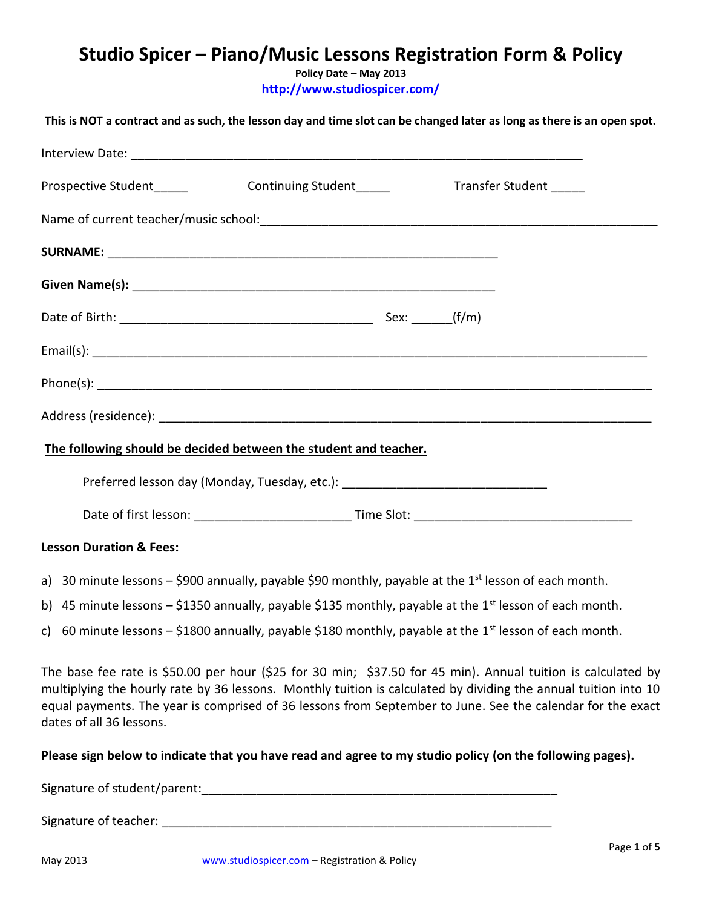# Studio Spicer – Piano/Music Lessons Registration Form & Policy

**Policy Date – May 2013**

http://www.studiospicer.com/

**<u>This is NOT a contract and as such, the lesson day and time slot can be changed later as long as there is an open spot.</u>**

Interview Date: ___________________________________________________________________

Prospective Student_____ Continuing Student_____ Transfer Student _____

Name of current teacher/music school:_________________________________________________________

**SURNAME:** __________________________________________________________

**Given Name(s):** ______________________________________________________

Date of Birth: _____________________________________ Sex: ______(f/m)

Email(s): ___________________________________________________________________________________

Phone(s): ___________________________________________________________________________________

Address (residence): __________________________________________________________________________

**<u>The following should be decided between the student and teacher.</u>**

Preferred lesson day (Monday, Tuesday, etc.): ______________________________

Date of first lesson: _______________________ Time Slot: ________________________________

**Lesson Duration & Fees:**

a) 30 minute lessons – $900 annually, payable $90 monthly, payable at the 1st lesson of each month.

b) 45 minute lessons – $1350 annually, payable $135 monthly, payable at the 1st lesson of each month.

c) 60 minute lessons – $1800 annually, payable $180 monthly, payable at the 1st lesson of each month.

The base fee rate is $50.00 per hour ($25 for 30 min; $37.50 for 45 min). Annual tuition is calculated by multiplying the hourly rate by 36 lessons. Monthly tuition is calculated by dividing the annual tuition into 10 equal payments. The year is comprised of 36 lessons from September to June. See the calendar for the exact dates of all 36 lessons.

**<u>Please sign below to indicate that you have read and agree to my studio policy (on the following pages).</u>**

Signature of student/parent:_____________________________________________________

Signature of teacher: __________________________________________________________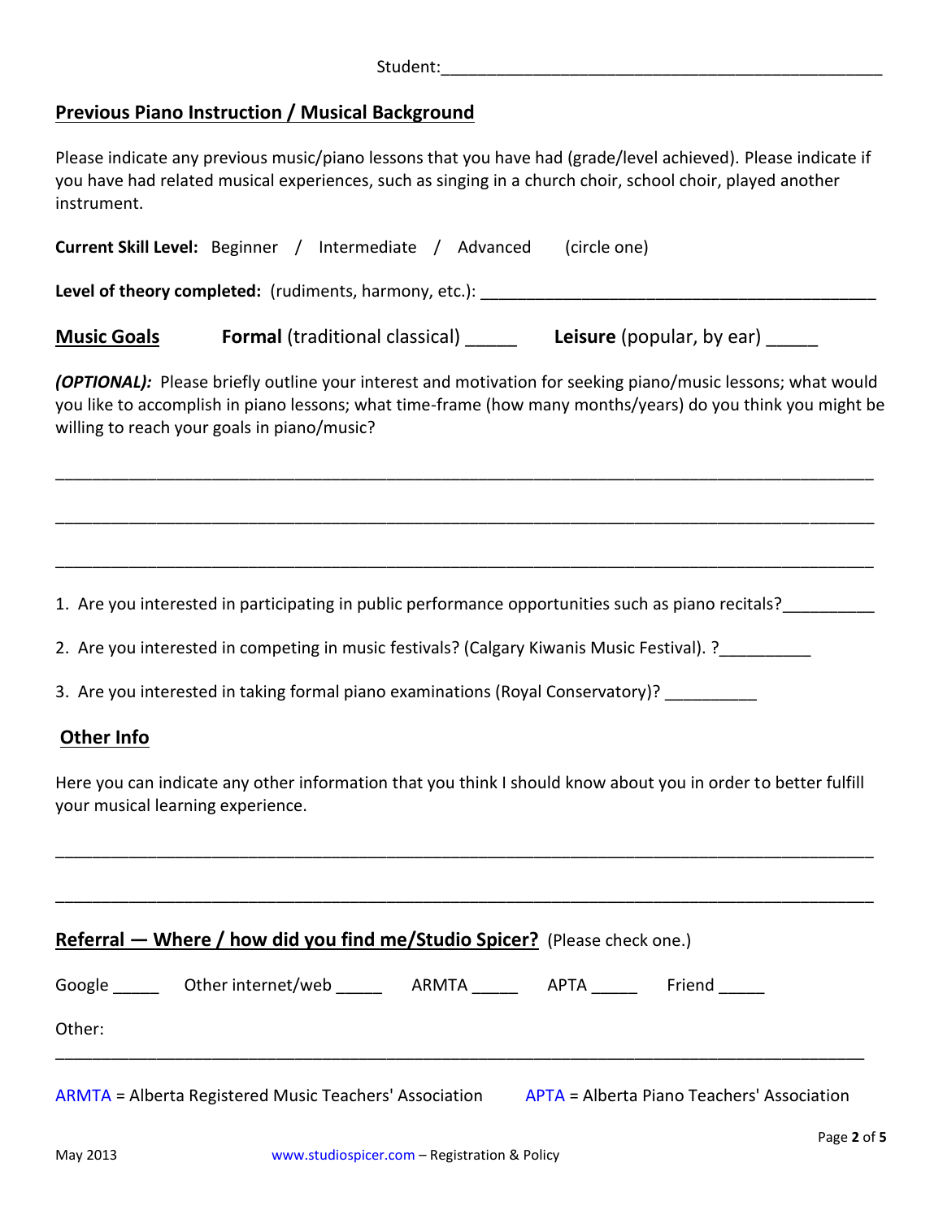Student:_______________________________________________

## Previous Piano Instruction / Musical Background

Please indicate any previous music/piano lessons that you have had (grade/level achieved). Please indicate if you have had related musical experiences, such as singing in a church choir, school choir, played another instrument.

**Current Skill Level:** Beginner / Intermediate / Advanced (circle one)

**Level of theory completed:** (rudiments, harmony, etc.): ____________________________________________

## Music Goals

**Formal** (traditional classical) _____ **Leisure** (popular, by ear) _____

***(OPTIONAL):*** Please briefly outline your interest and motivation for seeking piano/music lessons; what would you like to accomplish in piano lessons; what time-frame (how many months/years) do you think you might be willing to reach your goals in piano/music?

_______________________________________________________________________________

_______________________________________________________________________________

_______________________________________________________________________________

1. Are you interested in participating in public performance opportunities such as piano recitals?__________
2. Are you interested in competing in music festivals? (Calgary Kiwanis Music Festival). ?__________
3. Are you interested in taking formal piano examinations (Royal Conservatory)? __________

## Other Info

Here you can indicate any other information that you think I should know about you in order to better fulfill your musical learning experience.

_______________________________________________________________________________

_______________________________________________________________________________

## Referral — Where / how did you find me/Studio Spicer? (Please check one.)

Google _____ Other internet/web _____ ARMTA _____ APTA _____ Friend _____

Other:

_______________________________________________________________________________

ARMTA = Alberta Registered Music Teachers' Association APTA = Alberta Piano Teachers' Association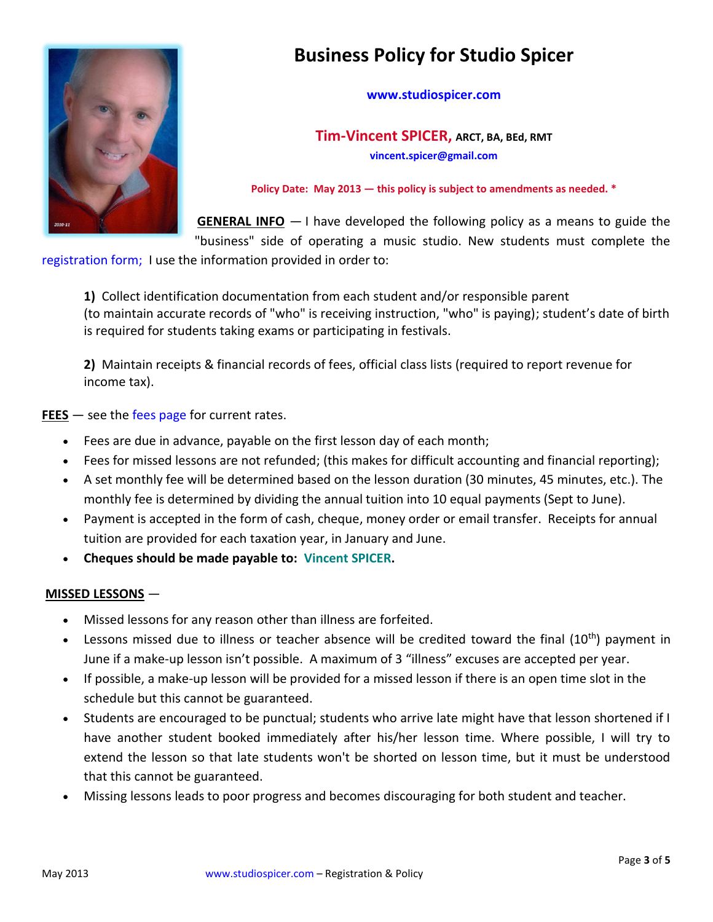# Business Policy for Studio Spicer

**www.studiospicer.com**

**Tim-Vincent SPICER, ARCT, BA, BEd, RMT**

**vincent.spicer@gmail.com**

**Policy Date: May 2013 — this policy is subject to amendments as needed. ***

**GENERAL INFO** — I have developed the following policy as a means to guide the "business" side of operating a music studio. New students must complete the registration form; I use the information provided in order to:

> **1)** Collect identification documentation from each student and/or responsible parent (to maintain accurate records of "who" is receiving instruction, "who" is paying); student's date of birth is required for students taking exams or participating in festivals.
>
> **2)** Maintain receipts & financial records of fees, official class lists (required to report revenue for income tax).

**FEES** — see the fees page for current rates.

- Fees are due in advance, payable on the first lesson day of each month;
- Fees for missed lessons are not refunded; (this makes for difficult accounting and financial reporting);
- A set monthly fee will be determined based on the lesson duration (30 minutes, 45 minutes, etc.). The monthly fee is determined by dividing the annual tuition into 10 equal payments (Sept to June).
- Payment is accepted in the form of cash, cheque, money order or email transfer. Receipts for annual tuition are provided for each taxation year, in January and June.
- **Cheques should be made payable to: Vincent SPICER.**

**MISSED LESSONS** —

- Missed lessons for any reason other than illness are forfeited.
- Lessons missed due to illness or teacher absence will be credited toward the final (10th) payment in June if a make-up lesson isn't possible. A maximum of 3 "illness" excuses are accepted per year.
- If possible, a make-up lesson will be provided for a missed lesson if there is an open time slot in the schedule but this cannot be guaranteed.
- Students are encouraged to be punctual; students who arrive late might have that lesson shortened if I have another student booked immediately after his/her lesson time. Where possible, I will try to extend the lesson so that late students won't be shorted on lesson time, but it must be understood that this cannot be guaranteed.
- Missing lessons leads to poor progress and becomes discouraging for both student and teacher.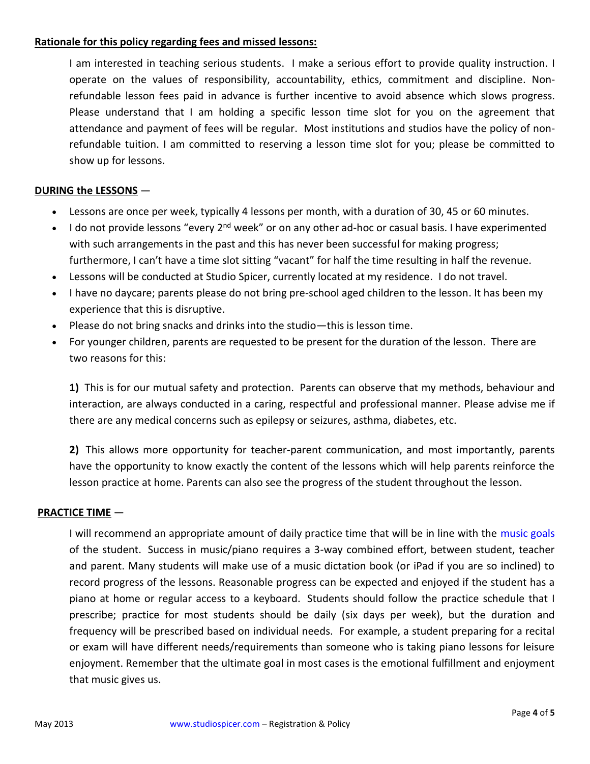**Rationale for this policy regarding fees and missed lessons:**

I am interested in teaching serious students. I make a serious effort to provide quality instruction. I operate on the values of responsibility, accountability, ethics, commitment and discipline. Non-refundable lesson fees paid in advance is further incentive to avoid absence which slows progress. Please understand that I am holding a specific lesson time slot for you on the agreement that attendance and payment of fees will be regular. Most institutions and studios have the policy of non-refundable tuition. I am committed to reserving a lesson time slot for you; please be committed to show up for lessons.

**DURING the LESSONS** —

- Lessons are once per week, typically 4 lessons per month, with a duration of 30, 45 or 60 minutes.
- I do not provide lessons "every 2nd week" or on any other ad-hoc or casual basis. I have experimented with such arrangements in the past and this has never been successful for making progress; furthermore, I can't have a time slot sitting "vacant" for half the time resulting in half the revenue.
- Lessons will be conducted at Studio Spicer, currently located at my residence. I do not travel.
- I have no daycare; parents please do not bring pre-school aged children to the lesson. It has been my experience that this is disruptive.
- Please do not bring snacks and drinks into the studio—this is lesson time.
- For younger children, parents are requested to be present for the duration of the lesson. There are two reasons for this:

  **1)** This is for our mutual safety and protection. Parents can observe that my methods, behaviour and interaction, are always conducted in a caring, respectful and professional manner. Please advise me if there are any medical concerns such as epilepsy or seizures, asthma, diabetes, etc.

  **2)** This allows more opportunity for teacher-parent communication, and most importantly, parents have the opportunity to know exactly the content of the lessons which will help parents reinforce the lesson practice at home. Parents can also see the progress of the student throughout the lesson.

**PRACTICE TIME** —

I will recommend an appropriate amount of daily practice time that will be in line with the music goals of the student. Success in music/piano requires a 3-way combined effort, between student, teacher and parent. Many students will make use of a music dictation book (or iPad if you are so inclined) to record progress of the lessons. Reasonable progress can be expected and enjoyed if the student has a piano at home or regular access to a keyboard. Students should follow the practice schedule that I prescribe; practice for most students should be daily (six days per week), but the duration and frequency will be prescribed based on individual needs. For example, a student preparing for a recital or exam will have different needs/requirements than someone who is taking piano lessons for leisure enjoyment. Remember that the ultimate goal in most cases is the emotional fulfillment and enjoyment that music gives us.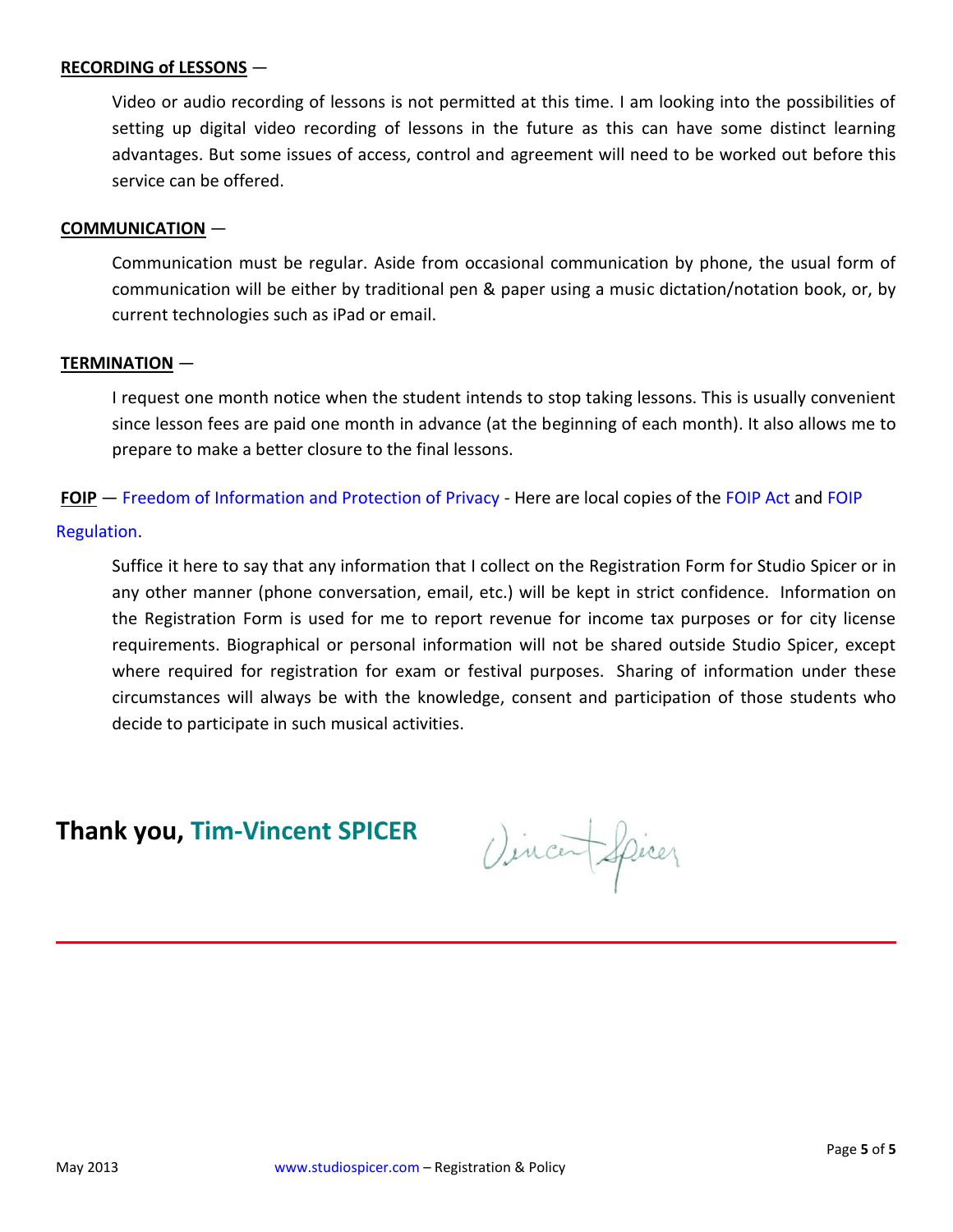**RECORDING of LESSONS** —

Video or audio recording of lessons is not permitted at this time. I am looking into the possibilities of setting up digital video recording of lessons in the future as this can have some distinct learning advantages. But some issues of access, control and agreement will need to be worked out before this service can be offered.

**COMMUNICATION** —

Communication must be regular. Aside from occasional communication by phone, the usual form of communication will be either by traditional pen & paper using a music dictation/notation book, or, by current technologies such as iPad or email.

**TERMINATION** —

I request one month notice when the student intends to stop taking lessons. This is usually convenient since lesson fees are paid one month in advance (at the beginning of each month). It also allows me to prepare to make a better closure to the final lessons.

**FOIP** — Freedom of Information and Protection of Privacy - Here are local copies of the FOIP Act and FOIP Regulation.

Suffice it here to say that any information that I collect on the Registration Form for Studio Spicer or in any other manner (phone conversation, email, etc.) will be kept in strict confidence. Information on the Registration Form is used for me to report revenue for income tax purposes or for city license requirements. Biographical or personal information will not be shared outside Studio Spicer, except where required for registration for exam or festival purposes. Sharing of information under these circumstances will always be with the knowledge, consent and participation of those students who decide to participate in such musical activities.

**Thank you, Tim-Vincent SPICER**

Vincent Spicer

May 2013 www.studiospicer.com – Registration & Policy